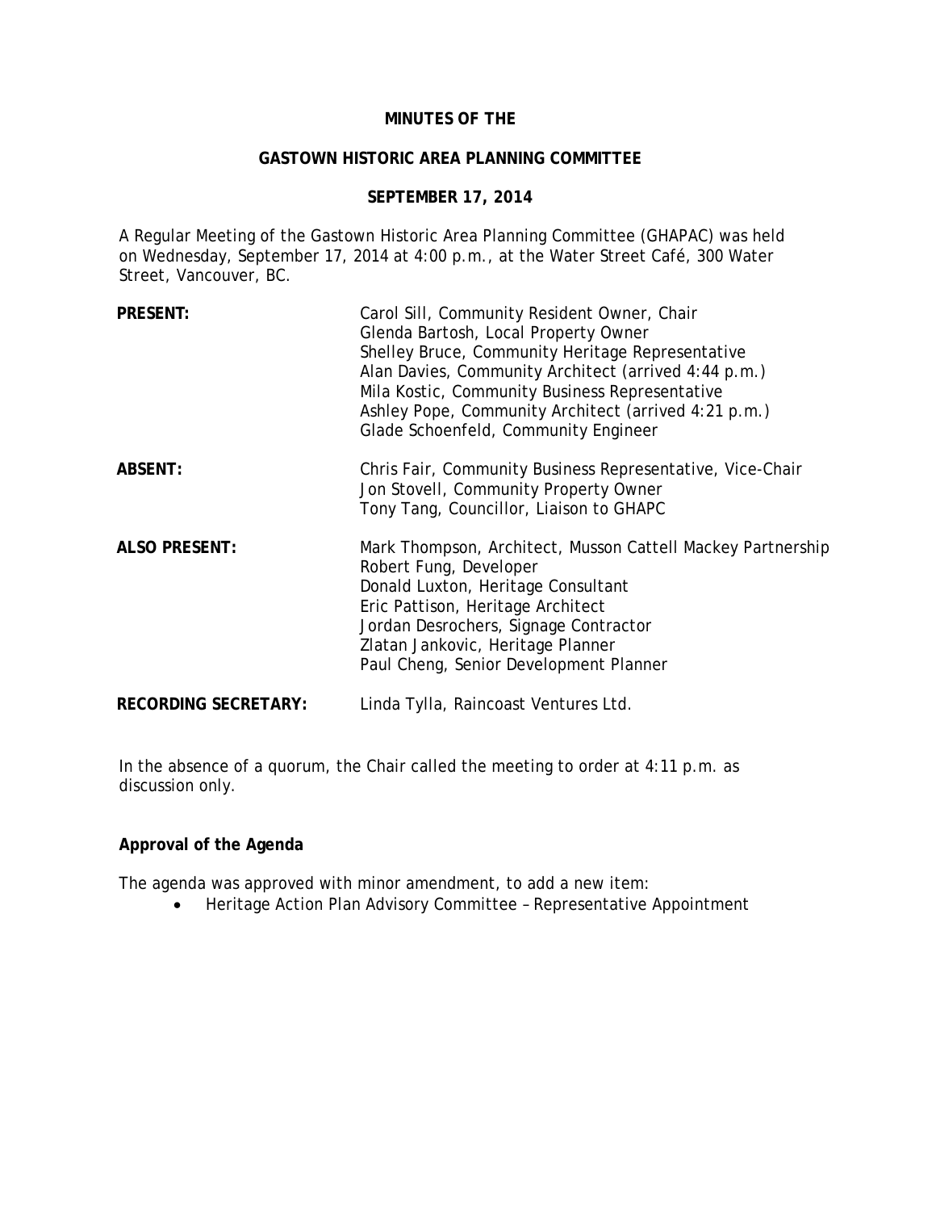# MINUTES OF THE

## GASTOWN HISTORIC AREA PLANNING COMMITTEE

### SEPTEMBER 17, 2014

A Regular Meeting of the Gastown Historic Area Planning Committee (GHAPAC) was held on Wednesday, September 17, 2014 at 4:00 p.m., at the Water Street Café, 300 Water Street, Vancouver, BC.

| | |
|---|---|
| **PRESENT:** | Carol Sill, Community Resident Owner, Chair<br>Glenda Bartosh, Local Property Owner<br>Shelley Bruce, Community Heritage Representative<br>Alan Davies, Community Architect (arrived 4:44 p.m.)<br>Mila Kostic, Community Business Representative<br>Ashley Pope, Community Architect (arrived 4:21 p.m.)<br>Glade Schoenfeld, Community Engineer |
| **ABSENT:** | Chris Fair, Community Business Representative, Vice-Chair<br>Jon Stovell, Community Property Owner<br>Tony Tang, Councillor, Liaison to GHAPC |
| **ALSO PRESENT:** | Mark Thompson, Architect, Musson Cattell Mackey Partnership<br>Robert Fung, Developer<br>Donald Luxton, Heritage Consultant<br>Eric Pattison, Heritage Architect<br>Jordan Desrochers, Signage Contractor<br>Zlatan Jankovic, Heritage Planner<br>Paul Cheng, Senior Development Planner |
| **RECORDING SECRETARY:** | Linda Tylla, Raincoast Ventures Ltd. |

In the absence of a quorum, the Chair called the meeting to order at 4:11 p.m. as discussion only.

**Approval of the Agenda**

The agenda was approved with minor amendment, to add a new item:

- Heritage Action Plan Advisory Committee – Representative Appointment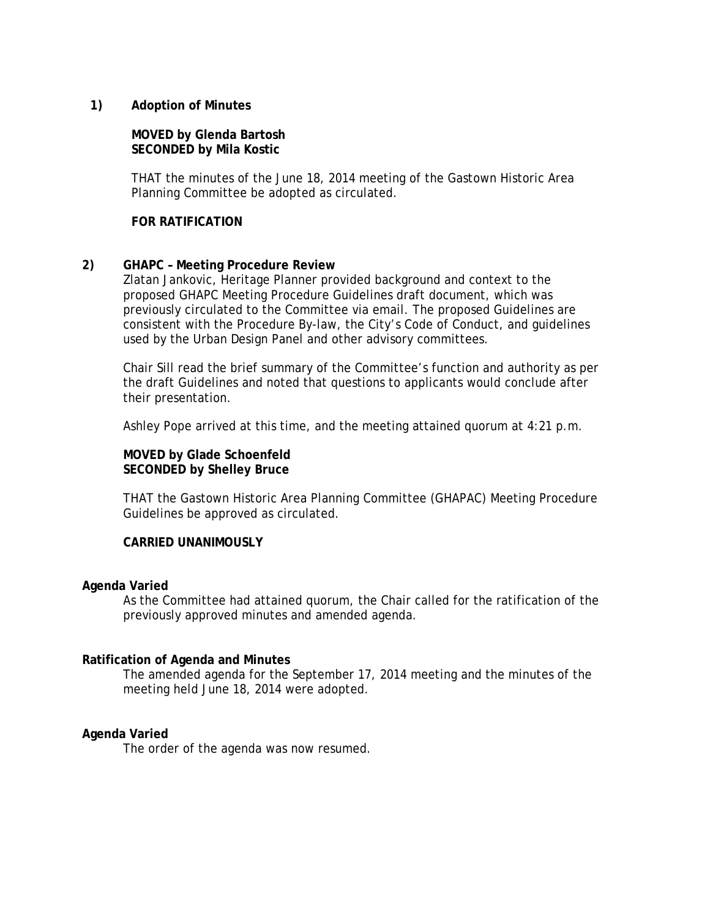**1) Adoption of Minutes**

**MOVED by Glenda Bartosh**
**SECONDED by Mila Kostic**

THAT the minutes of the June 18, 2014 meeting of the Gastown Historic Area Planning Committee be adopted as circulated.

**FOR RATIFICATION**

**2) GHAPC – Meeting Procedure Review**

Zlatan Jankovic, Heritage Planner provided background and context to the proposed GHAPC Meeting Procedure Guidelines draft document, which was previously circulated to the Committee via email. The proposed Guidelines are consistent with the Procedure By-law, the City's Code of Conduct, and guidelines used by the Urban Design Panel and other advisory committees.

Chair Sill read the brief summary of the Committee's function and authority as per the draft Guidelines and noted that questions to applicants would conclude after their presentation.

Ashley Pope arrived at this time, and the meeting attained quorum at 4:21 p.m.

**MOVED by Glade Schoenfeld**
**SECONDED by Shelley Bruce**

THAT the Gastown Historic Area Planning Committee (GHAPAC) Meeting Procedure Guidelines be approved as circulated.

**CARRIED UNANIMOUSLY**

**Agenda Varied**

As the Committee had attained quorum, the Chair called for the ratification of the previously approved minutes and amended agenda.

**Ratification of Agenda and Minutes**

The amended agenda for the September 17, 2014 meeting and the minutes of the meeting held June 18, 2014 were adopted.

**Agenda Varied**

The order of the agenda was now resumed.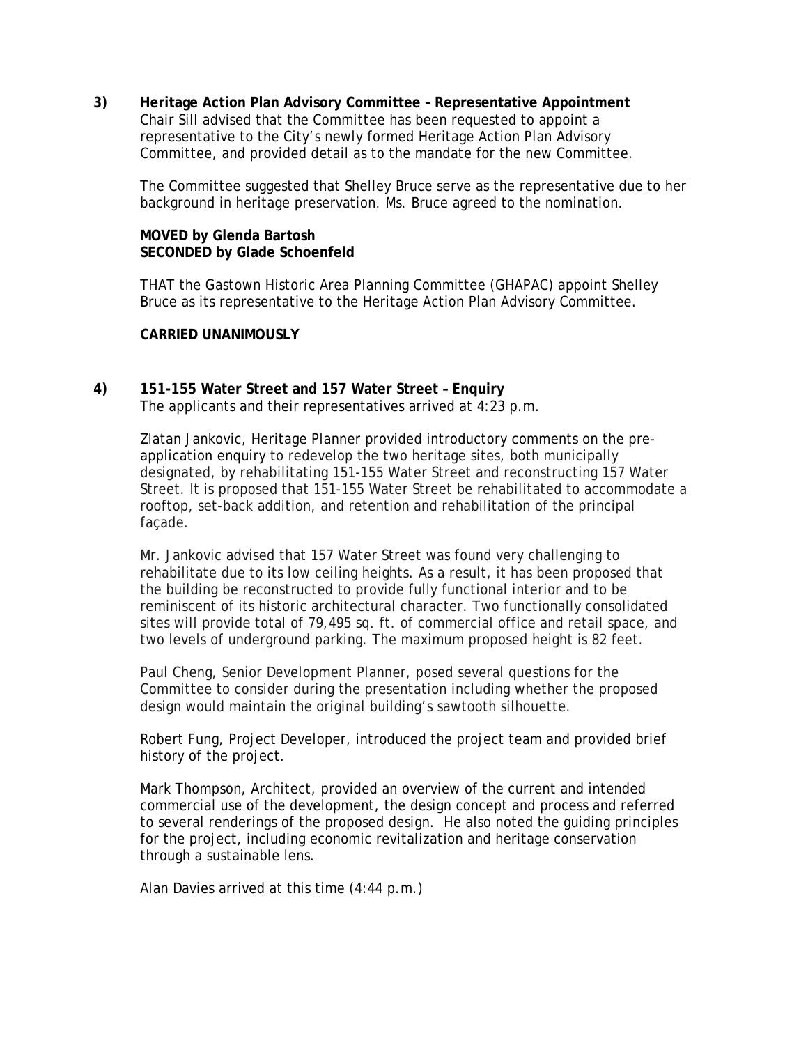**3) Heritage Action Plan Advisory Committee – Representative Appointment**

Chair Sill advised that the Committee has been requested to appoint a representative to the City's newly formed Heritage Action Plan Advisory Committee, and provided detail as to the mandate for the new Committee.

The Committee suggested that Shelley Bruce serve as the representative due to her background in heritage preservation. Ms. Bruce agreed to the nomination.

**MOVED by Glenda Bartosh**
**SECONDED by Glade Schoenfeld**

THAT the Gastown Historic Area Planning Committee (GHAPAC) appoint Shelley Bruce as its representative to the Heritage Action Plan Advisory Committee.

**CARRIED UNANIMOUSLY**

**4) 151-155 Water Street and 157 Water Street – Enquiry**

The applicants and their representatives arrived at 4:23 p.m.

Zlatan Jankovic, Heritage Planner provided introductory comments on the pre-application enquiry to redevelop the two heritage sites, both municipally designated, by rehabilitating 151-155 Water Street and reconstructing 157 Water Street. It is proposed that 151-155 Water Street be rehabilitated to accommodate a rooftop, set-back addition, and retention and rehabilitation of the principal façade.

Mr. Jankovic advised that 157 Water Street was found very challenging to rehabilitate due to its low ceiling heights. As a result, it has been proposed that the building be reconstructed to provide fully functional interior and to be reminiscent of its historic architectural character. Two functionally consolidated sites will provide total of 79,495 sq. ft. of commercial office and retail space, and two levels of underground parking. The maximum proposed height is 82 feet.

Paul Cheng, Senior Development Planner, posed several questions for the Committee to consider during the presentation including whether the proposed design would maintain the original building's sawtooth silhouette.

Robert Fung, Project Developer, introduced the project team and provided brief history of the project.

Mark Thompson, Architect, provided an overview of the current and intended commercial use of the development, the design concept and process and referred to several renderings of the proposed design. He also noted the guiding principles for the project, including economic revitalization and heritage conservation through a sustainable lens.

Alan Davies arrived at this time (4:44 p.m.)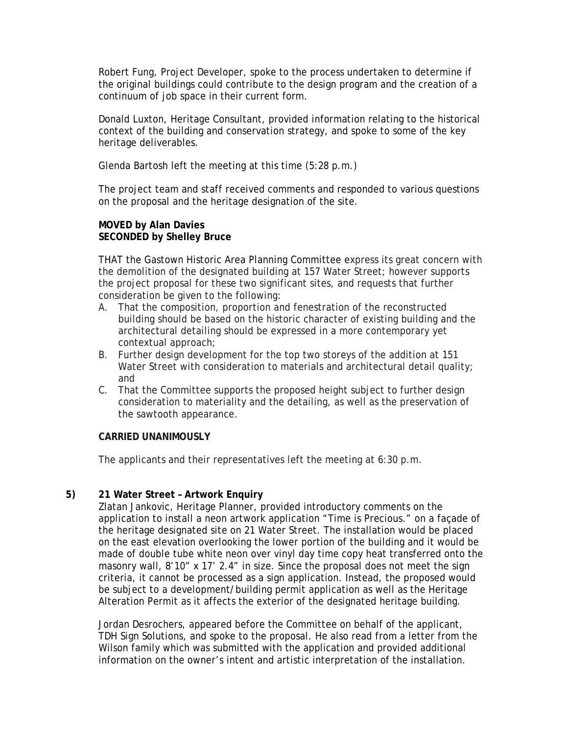Robert Fung, Project Developer, spoke to the process undertaken to determine if the original buildings could contribute to the design program and the creation of a continuum of job space in their current form.

Donald Luxton, Heritage Consultant, provided information relating to the historical context of the building and conservation strategy, and spoke to some of the key heritage deliverables.

Glenda Bartosh left the meeting at this time (5:28 p.m.)

The project team and staff received comments and responded to various questions on the proposal and the heritage designation of the site.

**MOVED by Alan Davies**
**SECONDED by Shelley Bruce**

THAT the Gastown Historic Area Planning Committee express its great concern with the demolition of the designated building at 157 Water Street; however supports the project proposal for these two significant sites, and requests that further consideration be given to the following:

A. That the composition, proportion and fenestration of the reconstructed building should be based on the historic character of existing building and the architectural detailing should be expressed in a more contemporary yet contextual approach;
B. Further design development for the top two storeys of the addition at 151 Water Street with consideration to materials and architectural detail quality; and
C. That the Committee supports the proposed height subject to further design consideration to materiality and the detailing, as well as the preservation of the sawtooth appearance.

**CARRIED UNANIMOUSLY**

The applicants and their representatives left the meeting at 6:30 p.m.

**5) 21 Water Street – Artwork Enquiry**

Zlatan Jankovic, Heritage Planner, provided introductory comments on the application to install a neon artwork application "Time is Precious." on a façade of the heritage designated site on 21 Water Street. The installation would be placed on the east elevation overlooking the lower portion of the building and it would be made of double tube white neon over vinyl day time copy heat transferred onto the masonry wall, 8'10" x 17' 2.4" in size. Since the proposal does not meet the sign criteria, it cannot be processed as a sign application. Instead, the proposed would be subject to a development/building permit application as well as the Heritage Alteration Permit as it affects the exterior of the designated heritage building.

Jordan Desrochers, appeared before the Committee on behalf of the applicant, TDH Sign Solutions, and spoke to the proposal. He also read from a letter from the Wilson family which was submitted with the application and provided additional information on the owner's intent and artistic interpretation of the installation.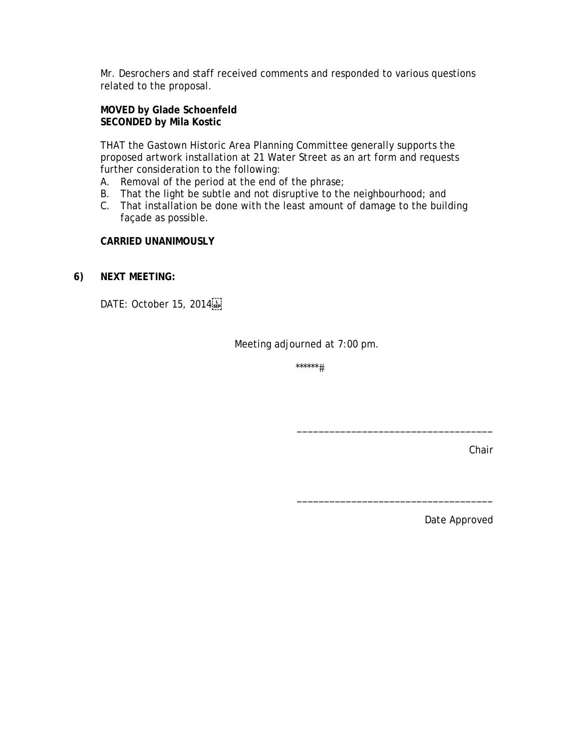Mr. Desrochers and staff received comments and responded to various questions related to the proposal.

**MOVED by Glade Schoenfeld**
**SECONDED by Mila Kostic**

THAT the Gastown Historic Area Planning Committee generally supports the proposed artwork installation at 21 Water Street as an art form and requests further consideration to the following:

A. Removal of the period at the end of the phrase;
B. That the light be subtle and not disruptive to the neighbourhood; and
C. That installation be done with the least amount of damage to the building façade as possible.

**CARRIED UNANIMOUSLY**

## 6) NEXT MEETING:

DATE: October 15, 2014

Meeting adjourned at 7:00 pm.

*****#

\_\_\_\_\_\_\_\_\_\_\_\_\_\_\_\_\_\_\_\_\_\_\_\_\_\_\_\_\_\_\_\_\_\_\_\_

Chair

\_\_\_\_\_\_\_\_\_\_\_\_\_\_\_\_\_\_\_\_\_\_\_\_\_\_\_\_\_\_\_\_\_\_\_\_

Date Approved